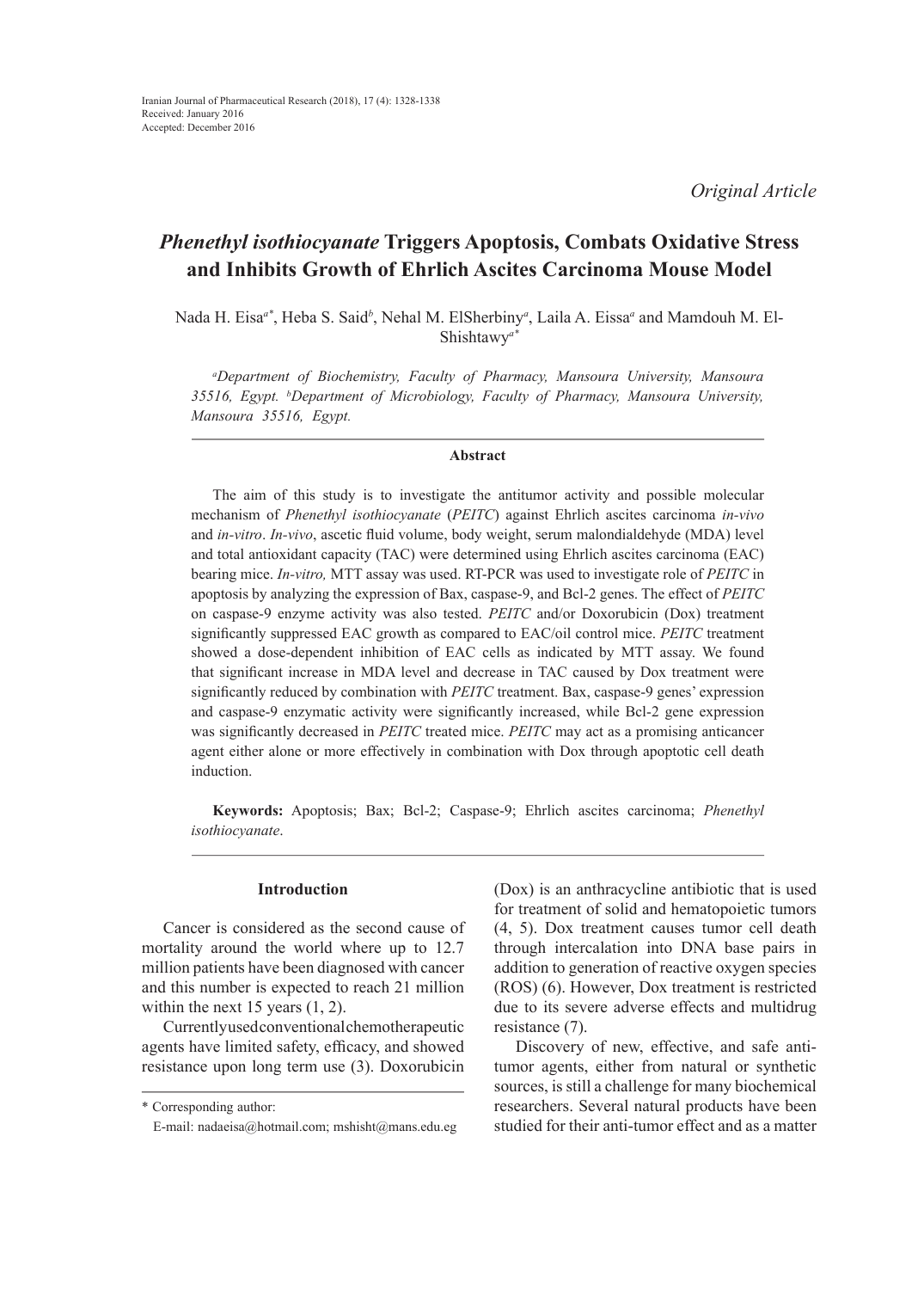Iranian Journal of Pharmaceutical Research (2018), 17 (4): 1328-1338
Received: January 2016
Accepted: December 2016

*Original Article*

# *Phenethyl isothiocyanate* Triggers Apoptosis, Combats Oxidative Stress and Inhibits Growth of Ehrlich Ascites Carcinoma Mouse Model

Nada H. Eisa[a*], Heba S. Said[b], Nehal M. ElSherbiny[a], Laila A. Eissa[a] and Mamdouh M. El-Shishtawy[a*]

[a]*Department of Biochemistry, Faculty of Pharmacy, Mansoura University, Mansoura 35516, Egypt.* [b]*Department of Microbiology, Faculty of Pharmacy, Mansoura University, Mansoura 35516, Egypt.*

## Abstract

The aim of this study is to investigate the antitumor activity and possible molecular mechanism of *Phenethyl isothiocyanate* (*PEITC*) against Ehrlich ascites carcinoma *in-vivo* and *in-vitro*. *In-vivo*, ascetic fluid volume, body weight, serum malondialdehyde (MDA) level and total antioxidant capacity (TAC) were determined using Ehrlich ascites carcinoma (EAC) bearing mice. *In-vitro,* MTT assay was used. RT-PCR was used to investigate role of *PEITC* in apoptosis by analyzing the expression of Bax, caspase-9, and Bcl-2 genes. The effect of *PEITC* on caspase-9 enzyme activity was also tested. *PEITC* and/or Doxorubicin (Dox) treatment significantly suppressed EAC growth as compared to EAC/oil control mice. *PEITC* treatment showed a dose-dependent inhibition of EAC cells as indicated by MTT assay. We found that significant increase in MDA level and decrease in TAC caused by Dox treatment were significantly reduced by combination with *PEITC* treatment. Bax, caspase-9 genes' expression and caspase-9 enzymatic activity were significantly increased, while Bcl-2 gene expression was significantly decreased in *PEITC* treated mice. *PEITC* may act as a promising anticancer agent either alone or more effectively in combination with Dox through apoptotic cell death induction.

**Keywords:** Apoptosis; Bax; Bcl-2; Caspase-9; Ehrlich ascites carcinoma; *Phenethyl isothiocyanate*.

## Introduction

Cancer is considered as the second cause of mortality around the world where up to 12.7 million patients have been diagnosed with cancer and this number is expected to reach 21 million within the next 15 years (1, 2).

Currently used conventional chemotherapeutic agents have limited safety, efficacy, and showed resistance upon long term use (3). Doxorubicin (Dox) is an anthracycline antibiotic that is used for treatment of solid and hematopoietic tumors (4, 5). Dox treatment causes tumor cell death through intercalation into DNA base pairs in addition to generation of reactive oxygen species (ROS) (6). However, Dox treatment is restricted due to its severe adverse effects and multidrug resistance (7).

Discovery of new, effective, and safe anti-tumor agents, either from natural or synthetic sources, is still a challenge for many biochemical researchers. Several natural products have been studied for their anti-tumor effect and as a matter

\* Corresponding author:
E-mail: nadaeisa@hotmail.com; mshisht@mans.edu.eg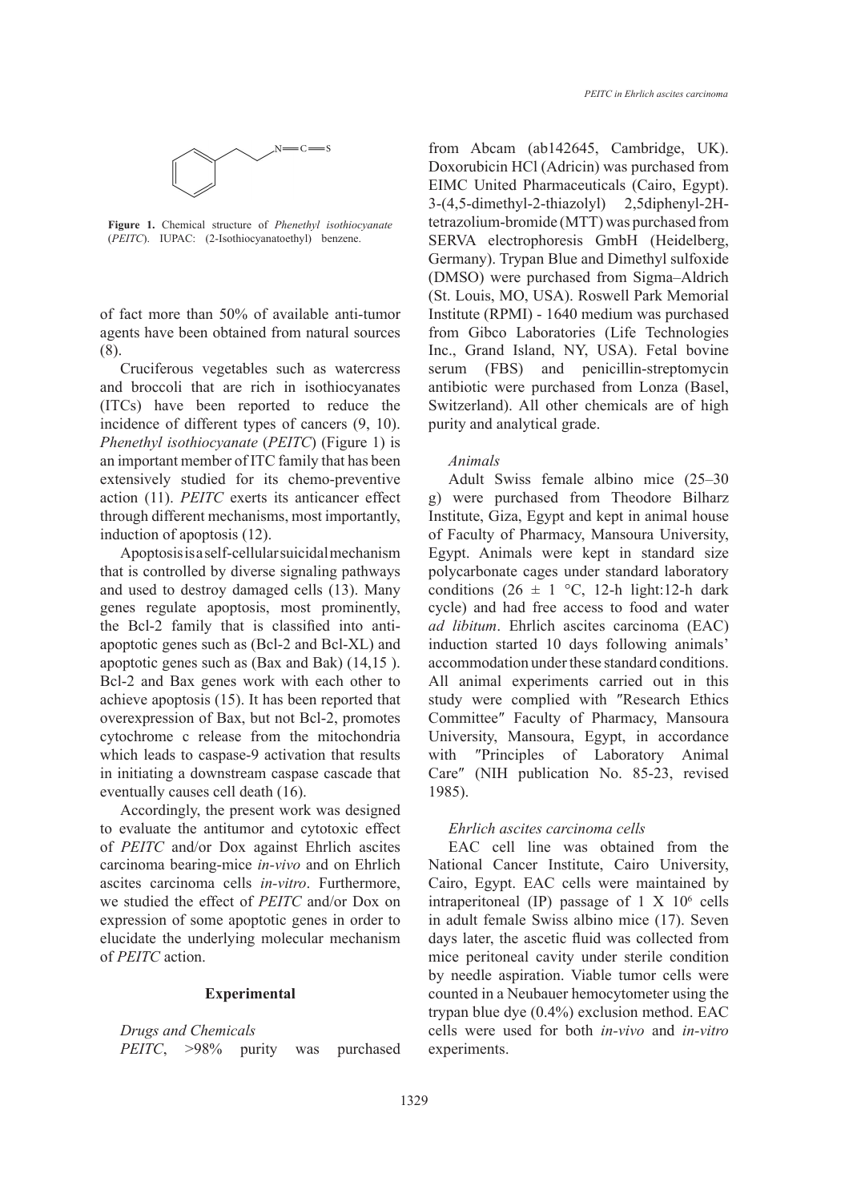Figure 1. Chemical structure of *Phenethyl isothiocyanate* (*PEITC*). IUPAC: (2-Isothiocyanatoethyl) benzene.

of fact more than 50% of available anti-tumor agents have been obtained from natural sources (8).

Cruciferous vegetables such as watercress and broccoli that are rich in isothiocyanates (ITCs) have been reported to reduce the incidence of different types of cancers (9, 10). *Phenethyl isothiocyanate* (*PEITC*) (Figure 1) is an important member of ITC family that has been extensively studied for its chemo-preventive action (11). *PEITC* exerts its anticancer effect through different mechanisms, most importantly, induction of apoptosis (12).

Apoptosis is a self-cellular suicidal mechanism that is controlled by diverse signaling pathways and used to destroy damaged cells (13). Many genes regulate apoptosis, most prominently, the Bcl-2 family that is classified into anti-apoptotic genes such as (Bcl-2 and Bcl-XL) and apoptotic genes such as (Bax and Bak) (14,15 ). Bcl-2 and Bax genes work with each other to achieve apoptosis (15). It has been reported that overexpression of Bax, but not Bcl-2, promotes cytochrome c release from the mitochondria which leads to caspase-9 activation that results in initiating a downstream caspase cascade that eventually causes cell death (16).

Accordingly, the present work was designed to evaluate the antitumor and cytotoxic effect of *PEITC* and/or Dox against Ehrlich ascites carcinoma bearing-mice *in-vivo* and on Ehrlich ascites carcinoma cells *in-vitro*. Furthermore, we studied the effect of *PEITC* and/or Dox on expression of some apoptotic genes in order to elucidate the underlying molecular mechanism of *PEITC* action.

## Experimental

### *Drugs and Chemicals*

*PEITC*, >98% purity was purchased from Abcam (ab142645, Cambridge, UK). Doxorubicin HCl (Adricin) was purchased from EIMC United Pharmaceuticals (Cairo, Egypt). 3-(4,5-dimethyl-2-thiazolyl) 2,5diphenyl-2H-tetrazolium-bromide (MTT) was purchased from SERVA electrophoresis GmbH (Heidelberg, Germany). Trypan Blue and Dimethyl sulfoxide (DMSO) were purchased from Sigma–Aldrich (St. Louis, MO, USA). Roswell Park Memorial Institute (RPMI) - 1640 medium was purchased from Gibco Laboratories (Life Technologies Inc., Grand Island, NY, USA). Fetal bovine serum (FBS) and penicillin-streptomycin antibiotic were purchased from Lonza (Basel, Switzerland). All other chemicals are of high purity and analytical grade.

### *Animals*

Adult Swiss female albino mice (25–30 g) were purchased from Theodore Bilharz Institute, Giza, Egypt and kept in animal house of Faculty of Pharmacy, Mansoura University, Egypt. Animals were kept in standard size polycarbonate cages under standard laboratory conditions (26 ± 1 °C, 12-h light:12-h dark cycle) and had free access to food and water *ad libitum*. Ehrlich ascites carcinoma (EAC) induction started 10 days following animals' accommodation under these standard conditions. All animal experiments carried out in this study were complied with ″Research Ethics Committee″ Faculty of Pharmacy, Mansoura University, Mansoura, Egypt, in accordance with ″Principles of Laboratory Animal Care″ (NIH publication No. 85-23, revised 1985).

### *Ehrlich ascites carcinoma cells*

EAC cell line was obtained from the National Cancer Institute, Cairo University, Cairo, Egypt. EAC cells were maintained by intraperitoneal (IP) passage of 1 X $10^6$ cells in adult female Swiss albino mice (17). Seven days later, the ascetic fluid was collected from mice peritoneal cavity under sterile condition by needle aspiration. Viable tumor cells were counted in a Neubauer hemocytometer using the trypan blue dye (0.4%) exclusion method. EAC cells were used for both *in-vivo* and *in-vitro* experiments.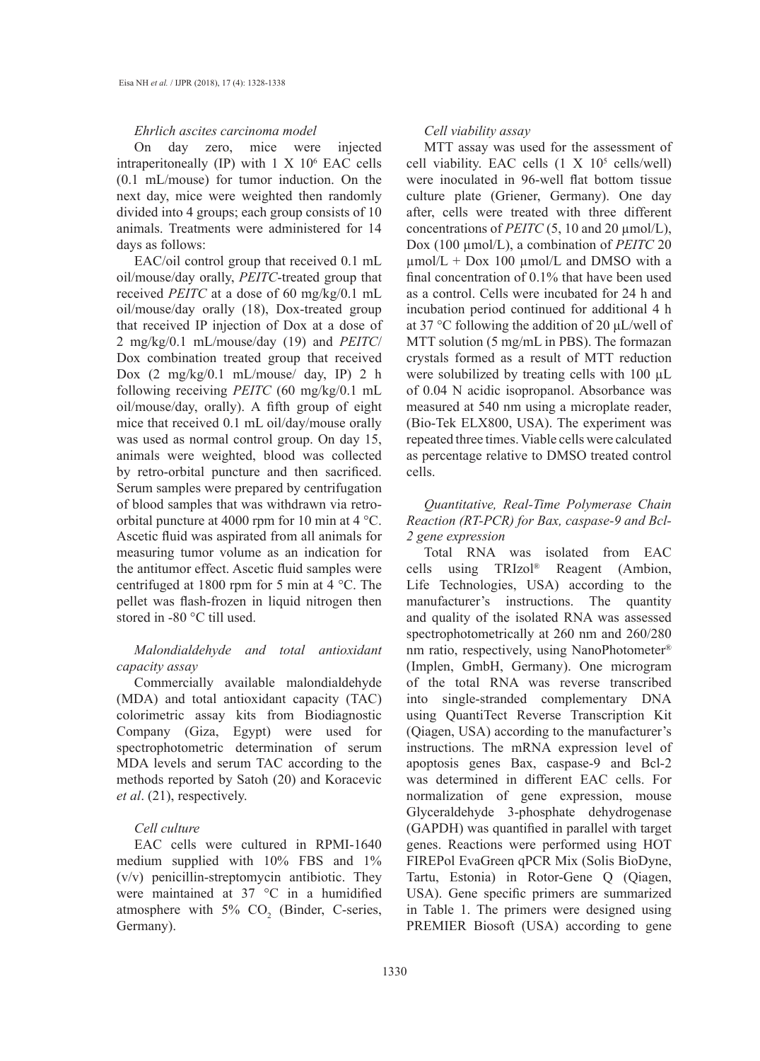### *Ehrlich ascites carcinoma model*

On day zero, mice were injected intraperitoneally (IP) with 1 X $10^6$ EAC cells (0.1 mL/mouse) for tumor induction. On the next day, mice were weighted then randomly divided into 4 groups; each group consists of 10 animals. Treatments were administered for 14 days as follows:

EAC/oil control group that received 0.1 mL oil/mouse/day orally, *PEITC*-treated group that received *PEITC* at a dose of 60 mg/kg/0.1 mL oil/mouse/day orally (18), Dox-treated group that received IP injection of Dox at a dose of 2 mg/kg/0.1 mL/mouse/day (19) and *PEITC*/Dox combination treated group that received Dox (2 mg/kg/0.1 mL/mouse/ day, IP) 2 h following receiving *PEITC* (60 mg/kg/0.1 mL oil/mouse/day, orally). A fifth group of eight mice that received 0.1 mL oil/day/mouse orally was used as normal control group. On day 15, animals were weighted, blood was collected by retro-orbital puncture and then sacrificed. Serum samples were prepared by centrifugation of blood samples that was withdrawn via retro-orbital puncture at 4000 rpm for 10 min at 4 °C. Ascetic fluid was aspirated from all animals for measuring tumor volume as an indication for the antitumor effect. Ascetic fluid samples were centrifuged at 1800 rpm for 5 min at 4 °C. The pellet was flash-frozen in liquid nitrogen then stored in -80 °C till used.

### *Malondialdehyde and total antioxidant capacity assay*

Commercially available malondialdehyde (MDA) and total antioxidant capacity (TAC) colorimetric assay kits from Biodiagnostic Company (Giza, Egypt) were used for spectrophotometric determination of serum MDA levels and serum TAC according to the methods reported by Satoh (20) and Koracevic *et al*. (21), respectively.

### *Cell culture*

EAC cells were cultured in RPMI-1640 medium supplied with 10% FBS and 1% (v/v) penicillin-streptomycin antibiotic. They were maintained at 37 °C in a humidified atmosphere with 5% $CO_2$ (Binder, C-series, Germany).

### *Cell viability assay*

MTT assay was used for the assessment of cell viability. EAC cells (1 X $10^5$ cells/well) were inoculated in 96-well flat bottom tissue culture plate (Griener, Germany). One day after, cells were treated with three different concentrations of *PEITC* (5, 10 and 20 µmol/L), Dox (100 µmol/L), a combination of *PEITC* 20 µmol/L + Dox 100 µmol/L and DMSO with a final concentration of 0.1% that have been used as a control. Cells were incubated for 24 h and incubation period continued for additional 4 h at 37 °C following the addition of 20 µL/well of MTT solution (5 mg/mL in PBS). The formazan crystals formed as a result of MTT reduction were solubilized by treating cells with 100 µL of 0.04 N acidic isopropanol. Absorbance was measured at 540 nm using a microplate reader, (Bio-Tek ELX800, USA). The experiment was repeated three times. Viable cells were calculated as percentage relative to DMSO treated control cells.

### *Quantitative, Real-Time Polymerase Chain Reaction (RT-PCR) for Bax, caspase-9 and Bcl-2 gene expression*

Total RNA was isolated from EAC cells using TRIzol® Reagent (Ambion, Life Technologies, USA) according to the manufacturer's instructions. The quantity and quality of the isolated RNA was assessed spectrophotometrically at 260 nm and 260/280 nm ratio, respectively, using NanoPhotometer® (Implen, GmbH, Germany). One microgram of the total RNA was reverse transcribed into single-stranded complementary DNA using QuantiTect Reverse Transcription Kit (Qiagen, USA) according to the manufacturer's instructions. The mRNA expression level of apoptosis genes Bax, caspase-9 and Bcl-2 was determined in different EAC cells. For normalization of gene expression, mouse Glyceraldehyde 3-phosphate dehydrogenase (GAPDH) was quantified in parallel with target genes. Reactions were performed using HOT FIREPol EvaGreen qPCR Mix (Solis BioDyne, Tartu, Estonia) in Rotor-Gene Q (Qiagen, USA). Gene specific primers are summarized in Table 1. The primers were designed using PREMIER Biosoft (USA) according to gene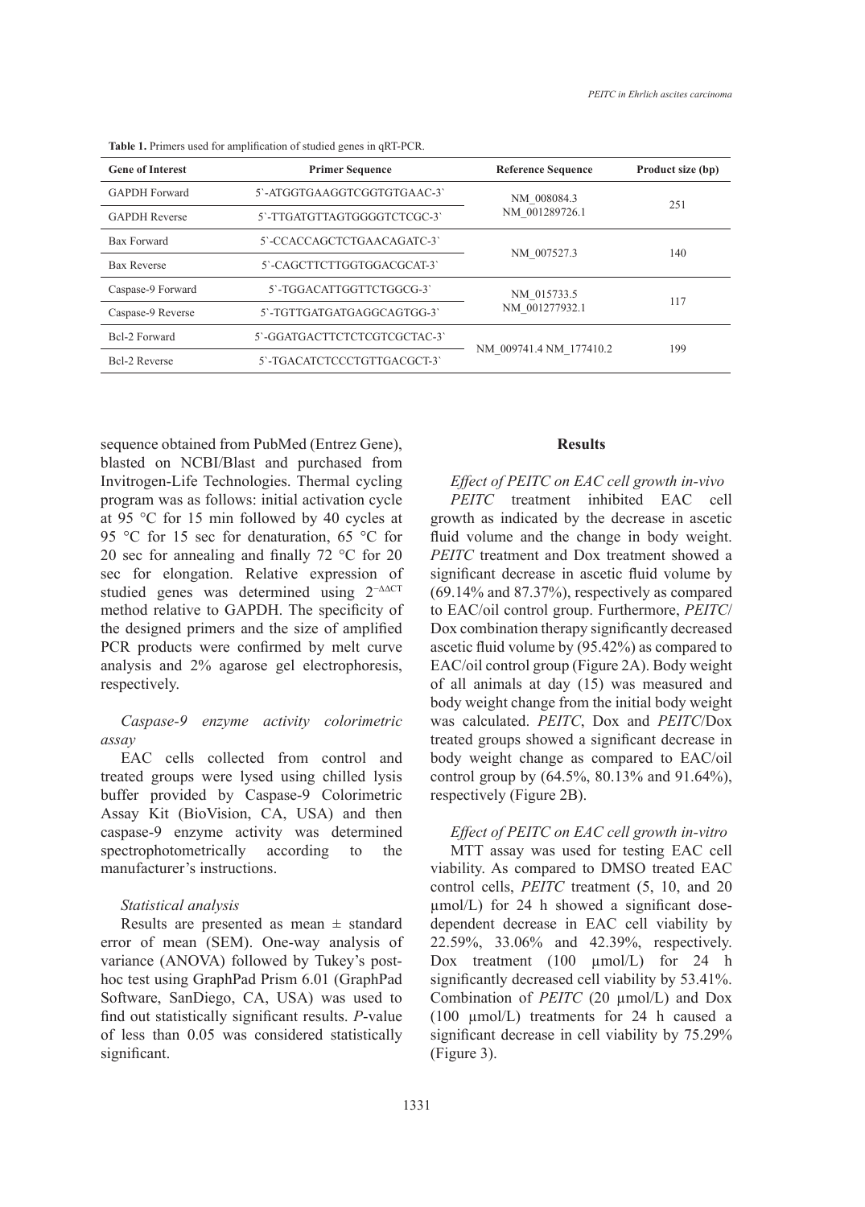**Table 1.** Primers used for amplification of studied genes in qRT-PCR.

| Gene of Interest | Primer Sequence | Reference Sequence | Product size (bp) |
|---|---|---|---|
| GAPDH Forward | 5`-ATGGTGAAGGTCGGTGTGAAC-3` | NM_008084.3 NM_001289726.1 | 251 |
| GAPDH Reverse | 5`-TTGATGTTAGTGGGGTCTCGC-3` | | |
| Bax Forward | 5`-CCACCAGCTCTGAACAGATC-3` | NM_007527.3 | 140 |
| Bax Reverse | 5`-CAGCTTCTTGGTGGACGCAT-3` | | |
| Caspase-9 Forward | 5`-TGGACATTGGTTCTGGCG-3` | NM_015733.5 NM_001277932.1 | 117 |
| Caspase-9 Reverse | 5`-TGTTGATGATGAGGCAGTGG-3` | | |
| Bcl-2 Forward | 5`-GGATGACTTCTCTCGTCGCTAC-3` | NM_009741.4 NM_177410.2 | 199 |
| Bcl-2 Reverse | 5`-TGACATCTCCCTGTTGACGCT-3` | | |

sequence obtained from PubMed (Entrez Gene), blasted on NCBI/Blast and purchased from Invitrogen-Life Technologies. Thermal cycling program was as follows: initial activation cycle at 95 °C for 15 min followed by 40 cycles at 95 °C for 15 sec for denaturation, 65 °C for 20 sec for annealing and finally 72 °C for 20 sec for elongation. Relative expression of studied genes was determined using $2^{-\Delta\Delta CT}$ method relative to GAPDH. The specificity of the designed primers and the size of amplified PCR products were confirmed by melt curve analysis and 2% agarose gel electrophoresis, respectively.

### *Caspase-9 enzyme activity colorimetric assay*

EAC cells collected from control and treated groups were lysed using chilled lysis buffer provided by Caspase-9 Colorimetric Assay Kit (BioVision, CA, USA) and then caspase-9 enzyme activity was determined spectrophotometrically according to the manufacturer's instructions.

### *Statistical analysis*

Results are presented as mean ± standard error of mean (SEM). One-way analysis of variance (ANOVA) followed by Tukey's post-hoc test using GraphPad Prism 6.01 (GraphPad Software, SanDiego, CA, USA) was used to find out statistically significant results. *P*-value of less than 0.05 was considered statistically significant.

## Results

### *Effect of PEITC on EAC cell growth in-vivo*

*PEITC* treatment inhibited EAC cell growth as indicated by the decrease in ascetic fluid volume and the change in body weight. *PEITC* treatment and Dox treatment showed a significant decrease in ascetic fluid volume by (69.14% and 87.37%), respectively as compared to EAC/oil control group. Furthermore, *PEITC*/Dox combination therapy significantly decreased ascetic fluid volume by (95.42%) as compared to EAC/oil control group (Figure 2A). Body weight of all animals at day (15) was measured and body weight change from the initial body weight was calculated. *PEITC*, Dox and *PEITC*/Dox treated groups showed a significant decrease in body weight change as compared to EAC/oil control group by (64.5%, 80.13% and 91.64%), respectively (Figure 2B).

### *Effect of PEITC on EAC cell growth in-vitro*

MTT assay was used for testing EAC cell viability. As compared to DMSO treated EAC control cells, *PEITC* treatment (5, 10, and 20 µmol/L) for 24 h showed a significant dose-dependent decrease in EAC cell viability by 22.59%, 33.06% and 42.39%, respectively. Dox treatment (100 µmol/L) for 24 h significantly decreased cell viability by 53.41%. Combination of *PEITC* (20 µmol/L) and Dox (100 µmol/L) treatments for 24 h caused a significant decrease in cell viability by 75.29% (Figure 3).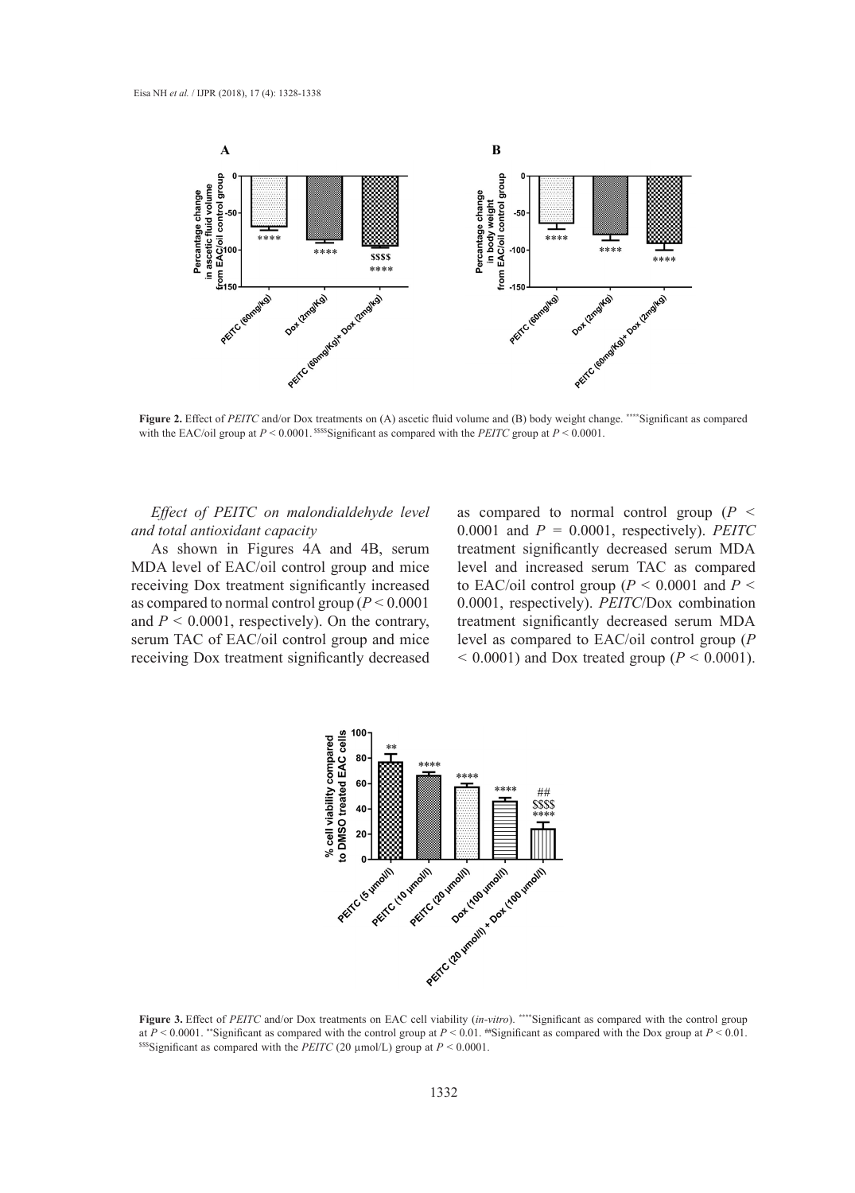**Figure 2.** Effect of *PEITC* and/or Dox treatments on (A) ascetic fluid volume and (B) body weight change. ****Significant as compared with the EAC/oil group at $P < 0.0001$. $$$$Significant as compared with the *PEITC* group at $P < 0.0001$.

*Effect of PEITC on malondialdehyde level and total antioxidant capacity*

As shown in Figures 4A and 4B, serum MDA level of EAC/oil control group and mice receiving Dox treatment significantly increased as compared to normal control group ($P < 0.0001$ and $P < 0.0001$, respectively). On the contrary, serum TAC of EAC/oil control group and mice receiving Dox treatment significantly decreased as compared to normal control group ($P < 0.0001$ and $P = 0.0001$, respectively). *PEITC* treatment significantly decreased serum MDA level and increased serum TAC as compared to EAC/oil control group ($P < 0.0001$ and $P < 0.0001$, respectively). *PEITC*/Dox combination treatment significantly decreased serum MDA level as compared to EAC/oil control group ($P < 0.0001$) and Dox treated group ($P < 0.0001$).

**Figure 3.** Effect of *PEITC* and/or Dox treatments on EAC cell viability (*in-vitro*). ****Significant as compared with the control group at $P < 0.0001$. **Significant as compared with the control group at $P < 0.01$. ##Significant as compared with the Dox group at $P < 0.01$. $$$Significant as compared with the *PEITC* (20 µmol/L) group at $P < 0.0001$.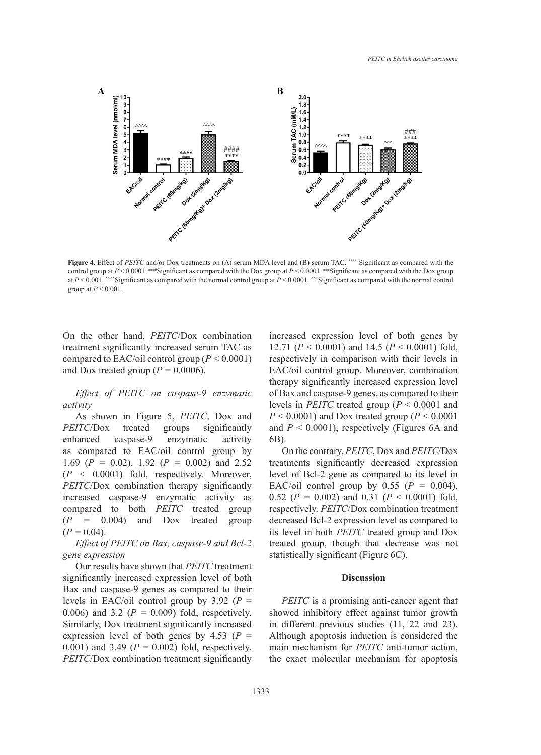**Figure 4.** Effect of *PEITC* and/or Dox treatments on (A) serum MDA level and (B) serum TAC. **** Significant as compared with the control group at $P < 0.0001$. ####Significant as compared with the Dox group at $P < 0.0001$. ###Significant as compared with the Dox group at $P < 0.001$. ^^^^Significant as compared with the normal control group at $P < 0.0001$. ^^^Significant as compared with the normal control group at $P < 0.001$.

On the other hand, *PEITC*/Dox combination treatment significantly increased serum TAC as compared to EAC/oil control group ($P < 0.0001$) and Dox treated group ($P = 0.0006$).

*Effect of PEITC on caspase-9 enzymatic activity*

As shown in Figure 5, *PEITC*, Dox and *PEITC*/Dox treated groups significantly enhanced caspase-9 enzymatic activity as compared to EAC/oil control group by 1.69 ($P = 0.02$), 1.92 ($P = 0.002$) and 2.52 ($P < 0.0001$) fold, respectively. Moreover, *PEITC*/Dox combination therapy significantly increased caspase-9 enzymatic activity as compared to both *PEITC* treated group ($P = 0.004$) and Dox treated group ($P = 0.04$).

*Effect of PEITC on Bax, caspase-9 and Bcl-2 gene expression*

Our results have shown that *PEITC* treatment significantly increased expression level of both Bax and caspase-9 genes as compared to their levels in EAC/oil control group by 3.92 ($P = 0.006$) and 3.2 ($P = 0.009$) fold, respectively. Similarly, Dox treatment significantly increased expression level of both genes by 4.53 ($P = 0.001$) and 3.49 ($P = 0.002$) fold, respectively. *PEITC*/Dox combination treatment significantly increased expression level of both genes by 12.71 ($P < 0.0001$) and 14.5 ($P < 0.0001$) fold, respectively in comparison with their levels in EAC/oil control group. Moreover, combination therapy significantly increased expression level of Bax and caspase-9 genes, as compared to their levels in *PEITC* treated group ($P < 0.0001$ and $P < 0.0001$) and Dox treated group ($P < 0.0001$ and $P < 0.0001$), respectively (Figures 6A and 6B).

On the contrary, *PEITC*, Dox and *PEITC*/Dox treatments significantly decreased expression level of Bcl-2 gene as compared to its level in EAC/oil control group by 0.55 ($P = 0.004$), 0.52 ($P = 0.002$) and 0.31 ($P < 0.0001$) fold, respectively. *PEITC*/Dox combination treatment decreased Bcl-2 expression level as compared to its level in both *PEITC* treated group and Dox treated group, though that decrease was not statistically significant (Figure 6C).

## Discussion

*PEITC* is a promising anti-cancer agent that showed inhibitory effect against tumor growth in different previous studies (11, 22 and 23). Although apoptosis induction is considered the main mechanism for *PEITC* anti-tumor action, the exact molecular mechanism for apoptosis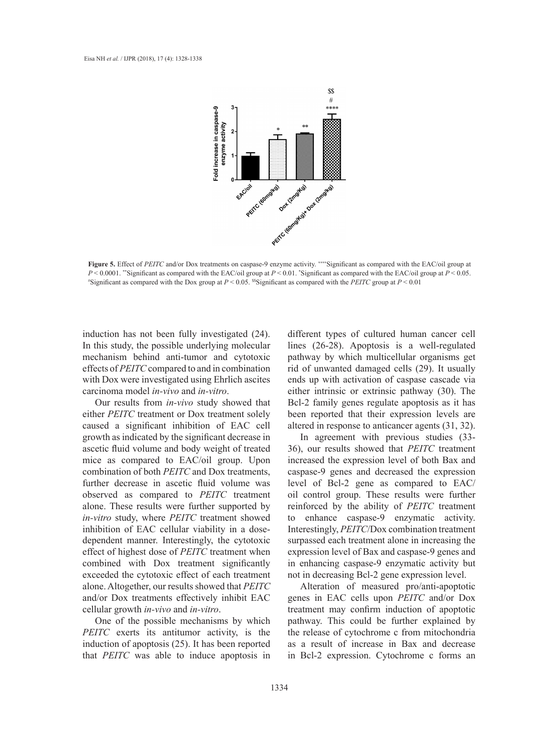**Figure 5.** Effect of *PEITC* and/or Dox treatments on caspase-9 enzyme activity. ****Significant as compared with the EAC/oil group at $P < 0.0001$. **Significant as compared with the EAC/oil group at $P < 0.01$. *Significant as compared with the EAC/oil group at $P < 0.05$. #Significant as compared with the Dox group at $P < 0.05$. $$Significant as compared with the *PEITC* group at $P < 0.01$

induction has not been fully investigated (24). In this study, the possible underlying molecular mechanism behind anti-tumor and cytotoxic effects of *PEITC* compared to and in combination with Dox were investigated using Ehrlich ascites carcinoma model *in-vivo* and *in-vitro*.

Our results from *in-vivo* study showed that either *PEITC* treatment or Dox treatment solely caused a significant inhibition of EAC cell growth as indicated by the significant decrease in ascetic fluid volume and body weight of treated mice as compared to EAC/oil group. Upon combination of both *PEITC* and Dox treatments, further decrease in ascetic fluid volume was observed as compared to *PEITC* treatment alone. These results were further supported by *in-vitro* study, where *PEITC* treatment showed inhibition of EAC cellular viability in a dose-dependent manner. Interestingly, the cytotoxic effect of highest dose of *PEITC* treatment when combined with Dox treatment significantly exceeded the cytotoxic effect of each treatment alone. Altogether, our results showed that *PEITC* and/or Dox treatments effectively inhibit EAC cellular growth *in-vivo* and *in-vitro*.

One of the possible mechanisms by which *PEITC* exerts its antitumor activity, is the induction of apoptosis (25). It has been reported that *PEITC* was able to induce apoptosis in different types of cultured human cancer cell lines (26-28). Apoptosis is a well-regulated pathway by which multicellular organisms get rid of unwanted damaged cells (29). It usually ends up with activation of caspase cascade via either intrinsic or extrinsic pathway (30). The Bcl-2 family genes regulate apoptosis as it has been reported that their expression levels are altered in response to anticancer agents (31, 32).

In agreement with previous studies (33-36), our results showed that *PEITC* treatment increased the expression level of both Bax and caspase-9 genes and decreased the expression level of Bcl-2 gene as compared to EAC/oil control group. These results were further reinforced by the ability of *PEITC* treatment to enhance caspase-9 enzymatic activity. Interestingly, *PEITC*/Dox combination treatment surpassed each treatment alone in increasing the expression level of Bax and caspase-9 genes and in enhancing caspase-9 enzymatic activity but not in decreasing Bcl-2 gene expression level.

Alteration of measured pro/anti-apoptotic genes in EAC cells upon *PEITC* and/or Dox treatment may confirm induction of apoptotic pathway. This could be further explained by the release of cytochrome c from mitochondria as a result of increase in Bax and decrease in Bcl-2 expression. Cytochrome c forms an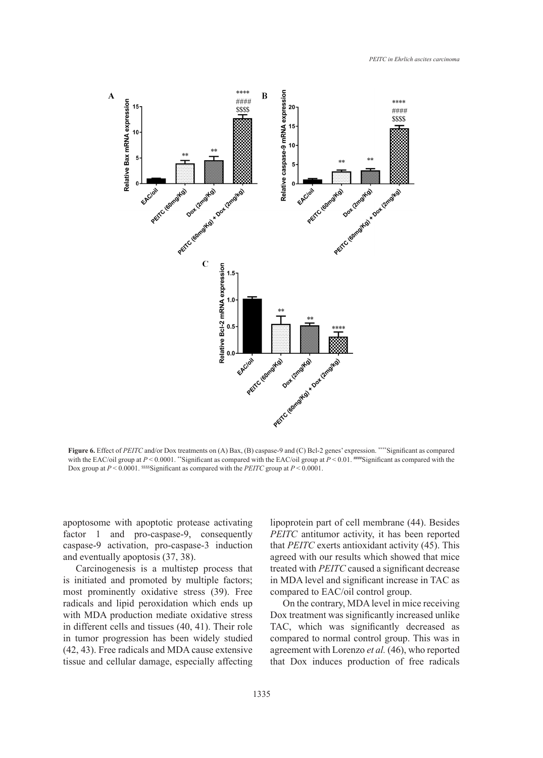**Figure 6.** Effect of *PEITC* and/or Dox treatments on (A) Bax, (B) caspase-9 and (C) Bcl-2 genes' expression. ****Significant as compared with the EAC/oil group at $P < 0.0001$. **Significant as compared with the EAC/oil group at $P < 0.01$. ####Significant as compared with the Dox group at $P < 0.0001$. $$$$Significant as compared with the *PEITC* group at $P < 0.0001$.

apoptosome with apoptotic protease activating factor 1 and pro-caspase-9, consequently caspase-9 activation, pro-caspase-3 induction and eventually apoptosis (37, 38).

Carcinogenesis is a multistep process that is initiated and promoted by multiple factors; most prominently oxidative stress (39). Free radicals and lipid peroxidation which ends up with MDA production mediate oxidative stress in different cells and tissues (40, 41). Their role in tumor progression has been widely studied (42, 43). Free radicals and MDA cause extensive tissue and cellular damage, especially affecting lipoprotein part of cell membrane (44). Besides *PEITC* antitumor activity, it has been reported that *PEITC* exerts antioxidant activity (45). This agreed with our results which showed that mice treated with *PEITC* caused a significant decrease in MDA level and significant increase in TAC as compared to EAC/oil control group.

On the contrary, MDA level in mice receiving Dox treatment was significantly increased unlike TAC, which was significantly decreased as compared to normal control group. This was in agreement with Lorenzo *et al.* (46), who reported that Dox induces production of free radicals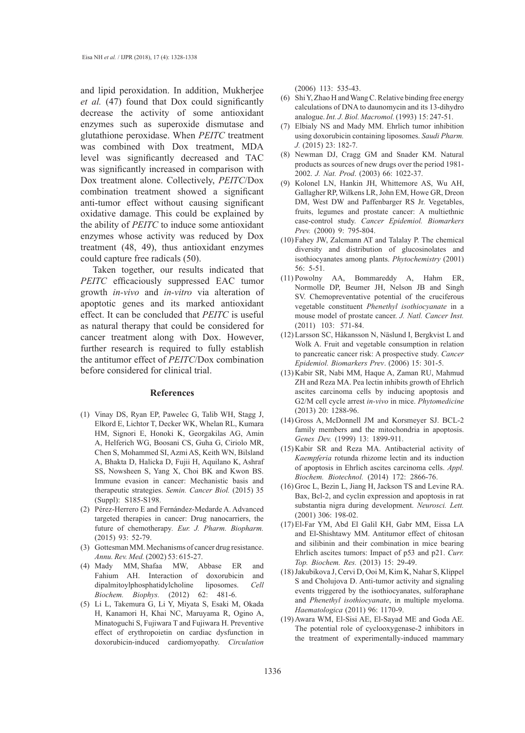and lipid peroxidation. In addition, Mukherjee *et al.* (47) found that Dox could significantly decrease the activity of some antioxidant enzymes such as superoxide dismutase and glutathione peroxidase. When *PEITC* treatment was combined with Dox treatment, MDA level was significantly decreased and TAC was significantly increased in comparison with Dox treatment alone. Collectively, *PEITC*/Dox combination treatment showed a significant anti-tumor effect without causing significant oxidative damage. This could be explained by the ability of *PEITC* to induce some antioxidant enzymes whose activity was reduced by Dox treatment (48, 49), thus antioxidant enzymes could capture free radicals (50).

Taken together, our results indicated that *PEITC* efficaciously suppressed EAC tumor growth *in-vivo* and *in-vitro* via alteration of apoptotic genes and its marked antioxidant effect. It can be concluded that *PEITC* is useful as natural therapy that could be considered for cancer treatment along with Dox. However, further research is required to fully establish the antitumor effect of *PEITC*/Dox combination before considered for clinical trial.

## References

(1) Vinay DS, Ryan EP, Pawelec G, Talib WH, Stagg J, Elkord E, Lichtor T, Decker WK, Whelan RL, Kumara HM, Signori E, Honoki K, Georgakilas AG, Amin A, Helferich WG, Boosani CS, Guha G, Ciriolo MR, Chen S, Mohammed SI, Azmi AS, Keith WN, Bilsland A, Bhakta D, Halicka D, Fujii H, Aquilano K, Ashraf SS, Nowsheen S, Yang X, Choi BK and Kwon BS. Immune evasion in cancer: Mechanistic basis and therapeutic strategies. *Semin. Cancer Biol.* (2015) 35 (Suppl): S185-S198.

(2) Pérez-Herrero E and Fernández-Medarde A. Advanced targeted therapies in cancer: Drug nanocarriers, the future of chemotherapy. *Eur. J. Pharm. Biopharm.* (2015) 93: 52-79.

(3) Gottesman MM. Mechanisms of cancer drug resistance. *Annu. Rev. Med.* (2002) 53: 615-27.

(4) Mady MM, Shafaa MW, Abbase ER and Fahium AH. Interaction of doxorubicin and dipalmitoylphosphatidylcholine liposomes. *Cell Biochem. Biophys.* (2012) 62: 481-6.

(5) Li L, Takemura G, Li Y, Miyata S, Esaki M, Okada H, Kanamori H, Khai NC, Maruyama R, Ogino A, Minatoguchi S, Fujiwara T and Fujiwara H. Preventive effect of erythropoietin on cardiac dysfunction in doxorubicin-induced cardiomyopathy. *Circulation* (2006) 113: 535-43.

(6) Shi Y, Zhao H and Wang C. Relative binding free energy calculations of DNA to daunomycin and its 13-dihydro analogue. *Int. J. Biol. Macromol.* (1993) 15: 247-51.

(7) Elbialy NS and Mady MM. Ehrlich tumor inhibition using doxorubicin containing liposomes. *Saudi Pharm. J.* (2015) 23: 182-7.

(8) Newman DJ, Cragg GM and Snader KM. Natural products as sources of new drugs over the period 1981-2002. *J. Nat. Prod*. (2003) 66: 1022-37.

(9) Kolonel LN, Hankin JH, Whittemore AS, Wu AH, Gallagher RP, Wilkens LR, John EM, Howe GR, Dreon DM, West DW and Paffenbarger RS Jr. Vegetables, fruits, legumes and prostate cancer: A multiethnic case-control study. *Cancer Epidemiol. Biomarkers Prev.* (2000) 9: 795-804.

(10) Fahey JW, Zalcmann AT and Talalay P. The chemical diversity and distribution of glucosinolates and isothiocyanates among plants. *Phytochemistry* (2001) 56: 5-51.

(11) Powolny AA, Bommareddy A, Hahm ER, Normolle DP, Beumer JH, Nelson JB and Singh SV. Chemopreventative potential of the cruciferous vegetable constituent *Phenethyl isothiocyanate* in a mouse model of prostate cancer. *J. Natl. Cancer Inst.* (2011) 103: 571-84.

(12) Larsson SC, Håkansson N, Näslund I, Bergkvist L and Wolk A. Fruit and vegetable consumption in relation to pancreatic cancer risk: A prospective study. *Cancer Epidemiol. Biomarkers Prev*. (2006) 15: 301-5.

(13) Kabir SR, Nabi MM, Haque A, Zaman RU, Mahmud ZH and Reza MA. Pea lectin inhibits growth of Ehrlich ascites carcinoma cells by inducing apoptosis and G2/M cell cycle arrest *in-vivo* in mice. *Phytomedicine* (2013) 20: 1288-96.

(14) Gross A, McDonnell JM and Korsmeyer SJ. BCL-2 family members and the mitochondria in apoptosis. *Genes Dev.* (1999) 13: 1899-911.

(15) Kabir SR and Reza MA. Antibacterial activity of *Kaempferia* rotunda rhizome lectin and its induction of apoptosis in Ehrlich ascites carcinoma cells. *Appl. Biochem. Biotechnol.* (2014) 172: 2866-76.

(16) Groc L, Bezin L, Jiang H, Jackson TS and Levine RA. Bax, Bcl-2, and cyclin expression and apoptosis in rat substantia nigra during development. *Neurosci. Lett.* (2001) 306: 198-02.

(17) El-Far YM, Abd El Galil KH, Gabr MM, Eissa LA and El-Shishtawy MM. Antitumor effect of chitosan and silibinin and their combination in mice bearing Ehrlich ascites tumors: Impact of p53 and p21. *Curr. Top. Biochem. Res.* (2013) 15: 29-49.

(18) Jakubikova J, Cervi D, Ooi M, Kim K, Nahar S, Klippel S and Cholujova D. Anti-tumor activity and signaling events triggered by the isothiocyanates, sulforaphane and *Phenethyl isothiocyanate*, in multiple myeloma. *Haematologica* (2011) 96: 1170-9.

(19) Awara WM, El-Sisi AE, El-Sayad ME and Goda AE. The potential role of cyclooxygenase-2 inhibitors in the treatment of experimentally-induced mammary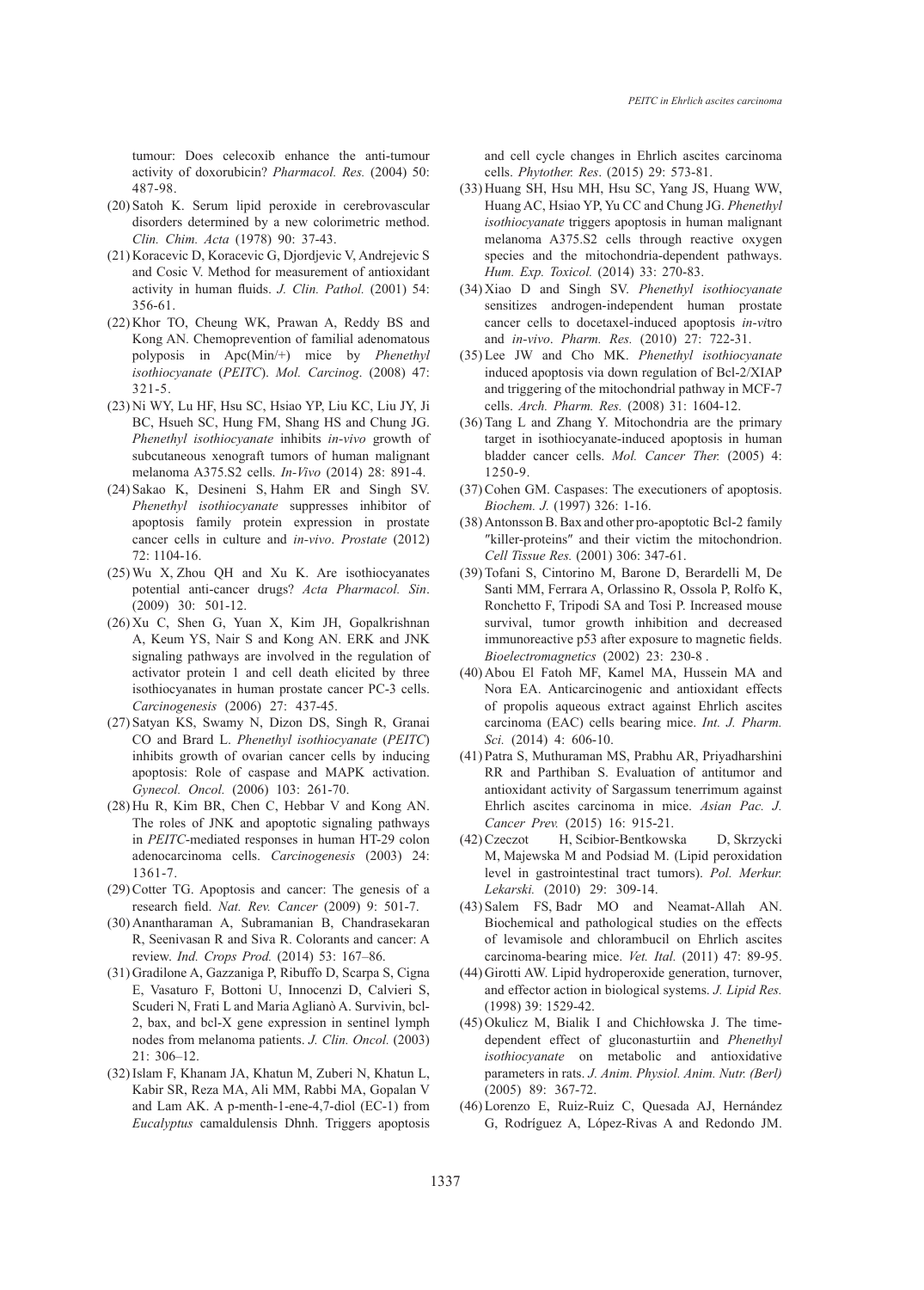tumour: Does celecoxib enhance the anti-tumour activity of doxorubicin? *Pharmacol. Res.* (2004) 50: 487-98.

(20) Satoh K. Serum lipid peroxide in cerebrovascular disorders determined by a new colorimetric method. *Clin. Chim. Acta* (1978) 90: 37-43.

(21) Koracevic D, Koracevic G, Djordjevic V, Andrejevic S and Cosic V. Method for measurement of antioxidant activity in human fluids. *J. Clin. Pathol.* (2001) 54: 356-61.

(22) Khor TO, Cheung WK, Prawan A, Reddy BS and Kong AN. Chemoprevention of familial adenomatous polyposis in Apc(Min/+) mice by *Phenethyl isothiocyanate* (*PEITC*). *Mol. Carcinog.* (2008) 47: 321-5.

(23) Ni WY, Lu HF, Hsu SC, Hsiao YP, Liu KC, Liu JY, Ji BC, Hsueh SC, Hung FM, Shang HS and Chung JG. *Phenethyl isothiocyanate* inhibits *in-vivo* growth of subcutaneous xenograft tumors of human malignant melanoma A375.S2 cells. *In-Vivo* (2014) 28: 891-4.

(24) Sakao K, Desineni S, Hahm ER and Singh SV. *Phenethyl isothiocyanate* suppresses inhibitor of apoptosis family protein expression in prostate cancer cells in culture and *in-vivo*. *Prostate* (2012) 72: 1104-16.

(25) Wu X, Zhou QH and Xu K. Are isothiocyanates potential anti-cancer drugs? *Acta Pharmacol. Sin*. (2009) 30: 501-12.

(26) Xu C, Shen G, Yuan X, Kim JH, Gopalkrishnan A, Keum YS, Nair S and Kong AN. ERK and JNK signaling pathways are involved in the regulation of activator protein 1 and cell death elicited by three isothiocyanates in human prostate cancer PC-3 cells. *Carcinogenesis* (2006) 27: 437-45.

(27) Satyan KS, Swamy N, Dizon DS, Singh R, Granai CO and Brard L. *Phenethyl isothiocyanate* (*PEITC*) inhibits growth of ovarian cancer cells by inducing apoptosis: Role of caspase and MAPK activation. *Gynecol. Oncol.* (2006) 103: 261-70.

(28) Hu R, Kim BR, Chen C, Hebbar V and Kong AN. The roles of JNK and apoptotic signaling pathways in *PEITC*-mediated responses in human HT-29 colon adenocarcinoma cells. *Carcinogenesis* (2003) 24: 1361-7.

(29) Cotter TG. Apoptosis and cancer: The genesis of a research field. *Nat. Rev. Cancer* (2009) 9: 501-7.

(30) Anantharaman A, Subramanian B, Chandrasekaran R, Seenivasan R and Siva R. Colorants and cancer: A review. *Ind. Crops Prod.* (2014) 53: 167–86.

(31) Gradilone A, Gazzaniga P, Ribuffo D, Scarpa S, Cigna E, Vasaturo F, Bottoni U, Innocenzi D, Calvieri S, Scuderi N, Frati L and Maria Aglianò A. Survivin, bcl-2, bax, and bcl-X gene expression in sentinel lymph nodes from melanoma patients. *J. Clin. Oncol.* (2003) 21: 306–12.

(32) Islam F, Khanam JA, Khatun M, Zuberi N, Khatun L, Kabir SR, Reza MA, Ali MM, Rabbi MA, Gopalan V and Lam AK. A p-menth-1-ene-4,7-diol (EC-1) from *Eucalyptus* camaldulensis Dhnh. Triggers apoptosis and cell cycle changes in Ehrlich ascites carcinoma cells. *Phytother. Res*. (2015) 29: 573-81.

(33) Huang SH, Hsu MH, Hsu SC, Yang JS, Huang WW, Huang AC, Hsiao YP, Yu CC and Chung JG. *Phenethyl isothiocyanate* triggers apoptosis in human malignant melanoma A375.S2 cells through reactive oxygen species and the mitochondria-dependent pathways. *Hum. Exp. Toxicol.* (2014) 33: 270-83.

(34) Xiao D and Singh SV. *Phenethyl isothiocyanate* sensitizes androgen-independent human prostate cancer cells to docetaxel-induced apoptosis *in-vi*tro and *in-vivo*. *Pharm. Res.* (2010) 27: 722-31.

(35) Lee JW and Cho MK. *Phenethyl isothiocyanate* induced apoptosis via down regulation of Bcl-2/XIAP and triggering of the mitochondrial pathway in MCF-7 cells. *Arch. Pharm. Res.* (2008) 31: 1604-12.

(36) Tang L and Zhang Y. Mitochondria are the primary target in isothiocyanate-induced apoptosis in human bladder cancer cells. *Mol. Cancer Ther.* (2005) 4: 1250-9.

(37) Cohen GM. Caspases: The executioners of apoptosis. *Biochem. J.* (1997) 326: 1-16.

(38) Antonsson B. Bax and other pro-apoptotic Bcl-2 family ″killer-proteins″ and their victim the mitochondrion. *Cell Tissue Res.* (2001) 306: 347-61.

(39) Tofani S, Cintorino M, Barone D, Berardelli M, De Santi MM, Ferrara A, Orlassino R, Ossola P, Rolfo K, Ronchetto F, Tripodi SA and Tosi P. Increased mouse survival, tumor growth inhibition and decreased immunoreactive p53 after exposure to magnetic fields. *Bioelectromagnetics* (2002) 23: 230-8 .

(40) Abou El Fatoh MF, Kamel MA, Hussein MA and Nora EA. Anticarcinogenic and antioxidant effects of propolis aqueous extract against Ehrlich ascites carcinoma (EAC) cells bearing mice. *Int. J. Pharm. Sci.* (2014) 4: 606-10.

(41) Patra S, Muthuraman MS, Prabhu AR, Priyadharshini RR and Parthiban S. Evaluation of antitumor and antioxidant activity of Sargassum tenerrimum against Ehrlich ascites carcinoma in mice. *Asian Pac. J. Cancer Prev.* (2015) 16: 915-21.

(42) Czeczot H, Scibior-Bentkowska D, Skrzycki M, Majewska M and Podsiad M. (Lipid peroxidation level in gastrointestinal tract tumors). *Pol. Merkur. Lekarski.* (2010) 29: 309-14.

(43) Salem FS, Badr MO and Neamat-Allah AN. Biochemical and pathological studies on the effects of levamisole and chlorambucil on Ehrlich ascites carcinoma-bearing mice. *Vet. Ital.* (2011) 47: 89-95.

(44) Girotti AW. Lipid hydroperoxide generation, turnover, and effector action in biological systems. *J. Lipid Res.* (1998) 39: 1529-42.

(45) Okulicz M, Bialik I and Chichłowska J. The time-dependent effect of gluconasturtiin and *Phenethyl isothiocyanate* on metabolic and antioxidative parameters in rats. *J. Anim. Physiol. Anim. Nutr. (Berl)* (2005) 89: 367-72.

(46) Lorenzo E, Ruiz-Ruiz C, Quesada AJ, Hernández G, Rodríguez A, López-Rivas A and Redondo JM.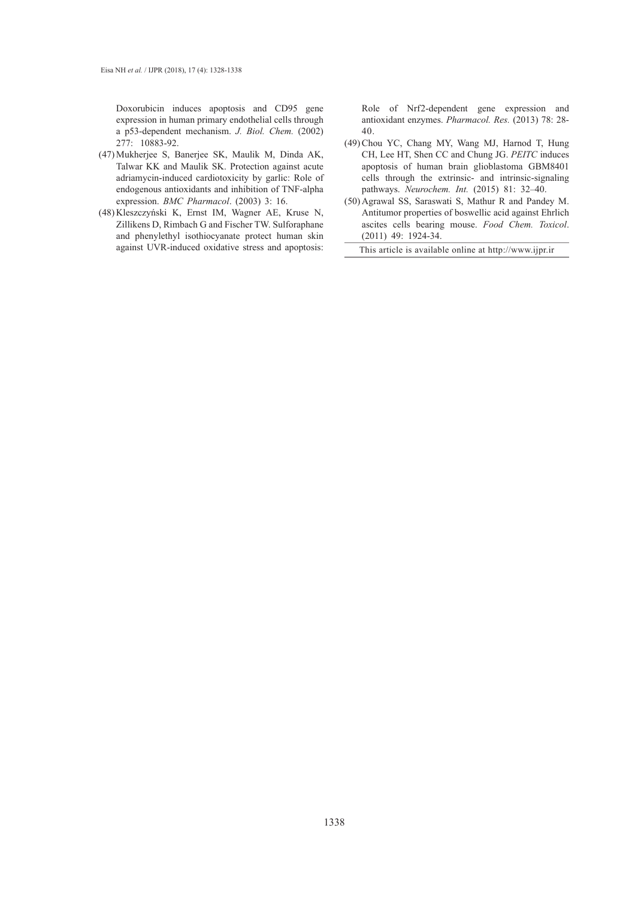Doxorubicin induces apoptosis and CD95 gene expression in human primary endothelial cells through a p53-dependent mechanism. *J. Biol. Chem.* (2002) 277: 10883-92.

(47) Mukherjee S, Banerjee SK, Maulik M, Dinda AK, Talwar KK and Maulik SK. Protection against acute adriamycin-induced cardiotoxicity by garlic: Role of endogenous antioxidants and inhibition of TNF-alpha expression. *BMC Pharmacol*. (2003) 3: 16.

(48) Kleszczyński K, Ernst IM, Wagner AE, Kruse N, Zillikens D, Rimbach G and Fischer TW. Sulforaphane and phenylethyl isothiocyanate protect human skin against UVR-induced oxidative stress and apoptosis: Role of Nrf2-dependent gene expression and antioxidant enzymes. *Pharmacol. Res.* (2013) 78: 28-40.

(49) Chou YC, Chang MY, Wang MJ, Harnod T, Hung CH, Lee HT, Shen CC and Chung JG. *PEITC* induces apoptosis of human brain glioblastoma GBM8401 cells through the extrinsic- and intrinsic-signaling pathways. *Neurochem. Int.* (2015) 81: 32–40.

(50) Agrawal SS, Saraswati S, Mathur R and Pandey M. Antitumor properties of boswellic acid against Ehrlich ascites cells bearing mouse. *Food Chem. Toxicol*. (2011) 49: 1924-34.

This article is available online at http://www.ijpr.ir